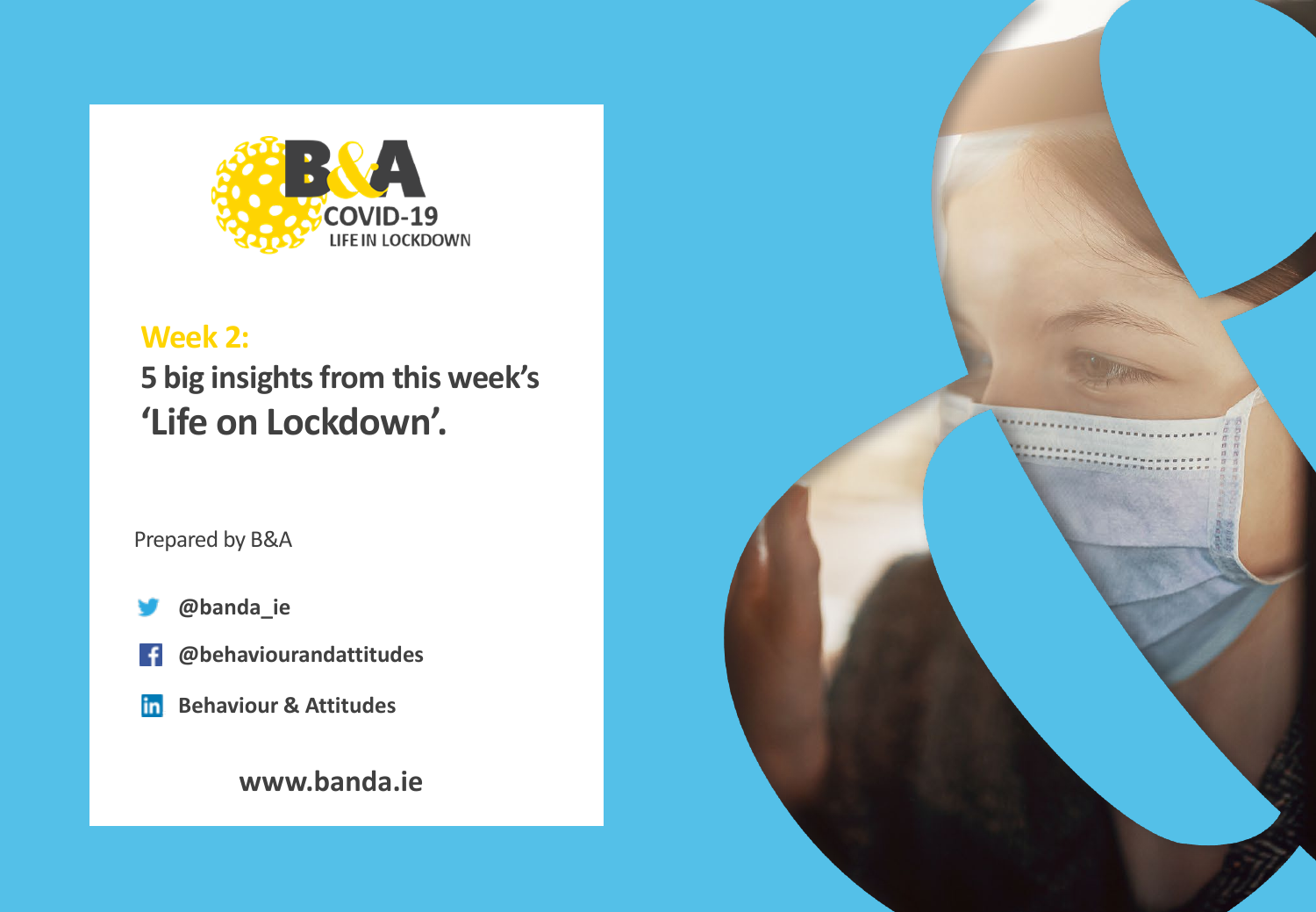B&A COVID-19 LIFE IN LOCKDOWN

## Week 2:

# 5 big insights from this week's 'Life on Lockdown'.

Prepared by B&A

@banda_ie

@behaviourandattitudes

Behaviour & Attitudes

www.banda.ie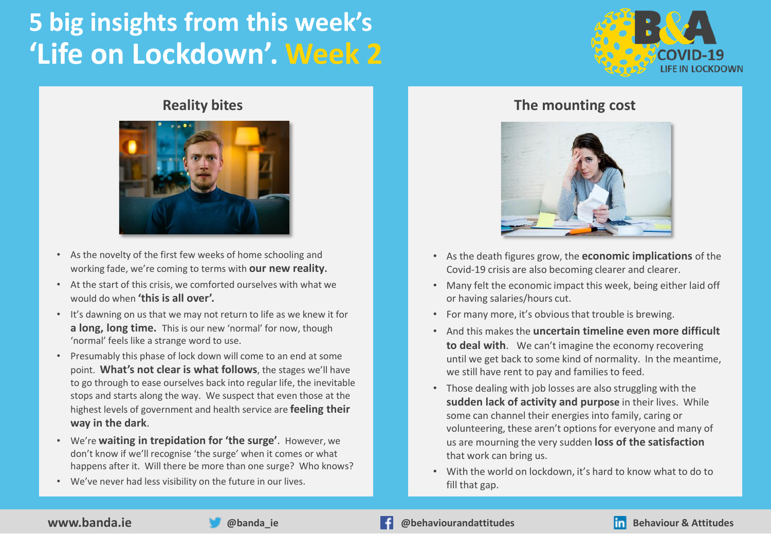# 5 big insights from this week's 'Life on Lockdown'. Week 2

B&A COVID-19 LIFE IN LOCKDOWN

## Reality bites

- As the novelty of the first few weeks of home schooling and working fade, we're coming to terms with **our new reality.**
- At the start of this crisis, we comforted ourselves with what we would do when **'this is all over'.**
- It's dawning on us that we may not return to life as we knew it for **a long, long time.** This is our new 'normal' for now, though 'normal' feels like a strange word to use.
- Presumably this phase of lock down will come to an end at some point. **What's not clear is what follows**, the stages we'll have to go through to ease ourselves back into regular life, the inevitable stops and starts along the way. We suspect that even those at the highest levels of government and health service are **feeling their way in the dark**.
- We're **waiting in trepidation for 'the surge'**. However, we don't know if we'll recognise 'the surge' when it comes or what happens after it. Will there be more than one surge? Who knows?
- We've never had less visibility on the future in our lives.

## The mounting cost

- As the death figures grow, the **economic implications** of the Covid-19 crisis are also becoming clearer and clearer.
- Many felt the economic impact this week, being either laid off or having salaries/hours cut.
- For many more, it's obvious that trouble is brewing.
- And this makes the **uncertain timeline even more difficult to deal with**. We can't imagine the economy recovering until we get back to some kind of normality. In the meantime, we still have rent to pay and families to feed.
- Those dealing with job losses are also struggling with the **sudden lack of activity and purpose** in their lives. While some can channel their energies into family, caring or volunteering, these aren't options for everyone and many of us are mourning the very sudden **loss of the satisfaction** that work can bring us.
- With the world on lockdown, it's hard to know what to do to fill that gap.

www.banda.ie | @banda_ie | @behaviourandattitudes | Behaviour & Attitudes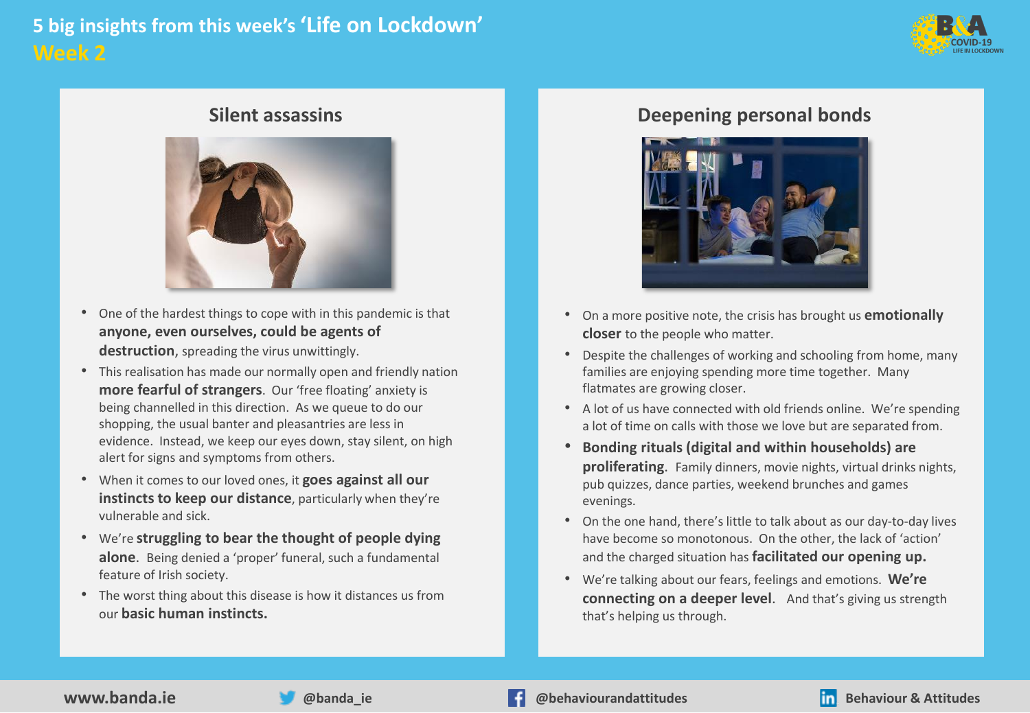# 5 big insights from this week's 'Life on Lockdown'

## Week 2

### Silent assassins

- One of the hardest things to cope with in this pandemic is that **anyone, even ourselves, could be agents of destruction**, spreading the virus unwittingly.
- This realisation has made our normally open and friendly nation **more fearful of strangers**. Our 'free floating' anxiety is being channelled in this direction. As we queue to do our shopping, the usual banter and pleasantries are less in evidence. Instead, we keep our eyes down, stay silent, on high alert for signs and symptoms from others.
- When it comes to our loved ones, it **goes against all our instincts to keep our distance**, particularly when they're vulnerable and sick.
- We're **struggling to bear the thought of people dying alone**. Being denied a 'proper' funeral, such a fundamental feature of Irish society.
- The worst thing about this disease is how it distances us from our **basic human instincts.**

### Deepening personal bonds

- On a more positive note, the crisis has brought us **emotionally closer** to the people who matter.
- Despite the challenges of working and schooling from home, many families are enjoying spending more time together. Many flatmates are growing closer.
- A lot of us have connected with old friends online. We're spending a lot of time on calls with those we love but are separated from.
- **Bonding rituals (digital and within households) are proliferating.** Family dinners, movie nights, virtual drinks nights, pub quizzes, dance parties, weekend brunches and games evenings.
- On the one hand, there's little to talk about as our day-to-day lives have become so monotonous. On the other, the lack of 'action' and the charged situation has **facilitated our opening up.**
- We're talking about our fears, feelings and emotions. **We're connecting on a deeper level**. And that's giving us strength that's helping us through.

www.banda.ie | @banda_ie | @behaviourandattitudes | Behaviour & Attitudes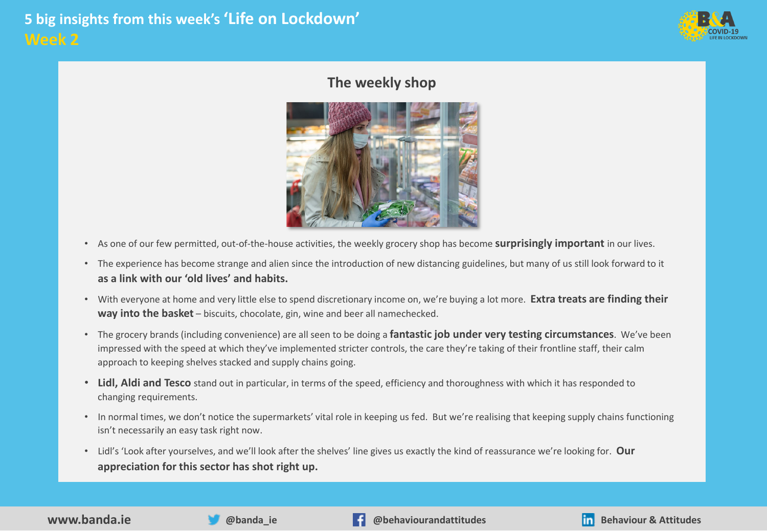# 5 big insights from this week's 'Life on Lockdown'

## Week 2

### The weekly shop

- As one of our few permitted, out-of-the-house activities, the weekly grocery shop has become **surprisingly important** in our lives.
- The experience has become strange and alien since the introduction of new distancing guidelines, but many of us still look forward to it **as a link with our 'old lives' and habits.**
- With everyone at home and very little else to spend discretionary income on, we're buying a lot more. **Extra treats are finding their way into the basket** – biscuits, chocolate, gin, wine and beer all namechecked.
- The grocery brands (including convenience) are all seen to be doing a **fantastic job under very testing circumstances**. We've been impressed with the speed at which they've implemented stricter controls, the care they're taking of their frontline staff, their calm approach to keeping shelves stacked and supply chains going.
- **Lidl, Aldi and Tesco** stand out in particular, in terms of the speed, efficiency and thoroughness with which it has responded to changing requirements.
- In normal times, we don't notice the supermarkets' vital role in keeping us fed. But we're realising that keeping supply chains functioning isn't necessarily an easy task right now.
- Lidl's 'Look after yourselves, and we'll look after the shelves' line gives us exactly the kind of reassurance we're looking for. **Our appreciation for this sector has shot right up.**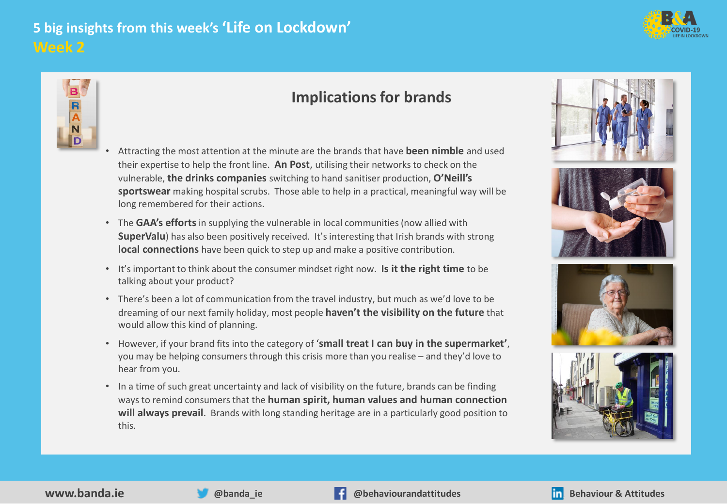## 5 big insights from this week's 'Life on Lockdown'

## Week 2

### Implications for brands

- Attracting the most attention at the minute are the brands that have **been nimble** and used their expertise to help the front line. **An Post**, utilising their networks to check on the vulnerable, **the drinks companies** switching to hand sanitiser production, **O'Neill's sportswear** making hospital scrubs. Those able to help in a practical, meaningful way will be long remembered for their actions.
- The **GAA's efforts** in supplying the vulnerable in local communities (now allied with **SuperValu**) has also been positively received. It's interesting that Irish brands with strong **local connections** have been quick to step up and make a positive contribution.
- It's important to think about the consumer mindset right now. **Is it the right time** to be talking about your product?
- There's been a lot of communication from the travel industry, but much as we'd love to be dreaming of our next family holiday, most people **haven't the visibility on the future** that would allow this kind of planning.
- However, if your brand fits into the category of '**small treat I can buy in the supermarket'**, you may be helping consumers through this crisis more than you realise – and they'd love to hear from you.
- In a time of such great uncertainty and lack of visibility on the future, brands can be finding ways to remind consumers that the **human spirit, human values and human connection will always prevail**. Brands with long standing heritage are in a particularly good position to this.

www.banda.ie | @banda_ie | @behaviourandattitudes | Behaviour & Attitudes